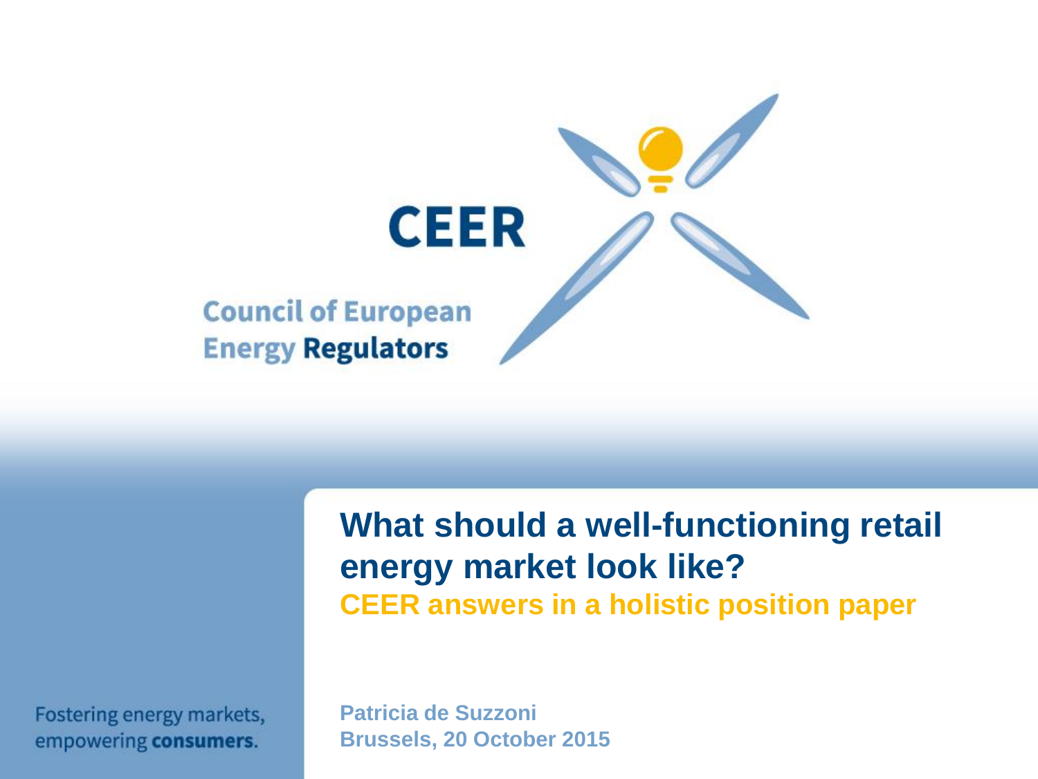# CEER

Council of European Energy Regulators

# What should a well-functioning retail energy market look like?

## CEER answers in a holistic position paper

Fostering energy markets, empowering **consumers**.

**Patricia de Suzzoni**
**Brussels, 20 October 2015**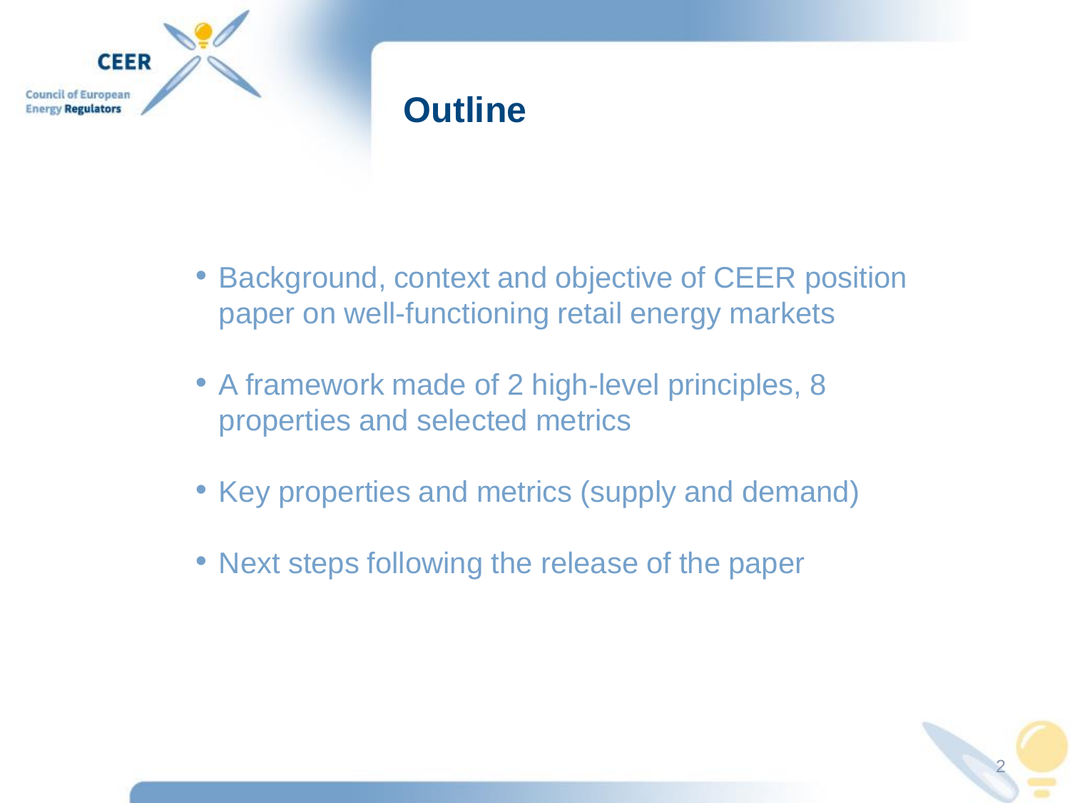# Outline

- Background, context and objective of CEER position paper on well-functioning retail energy markets
- A framework made of 2 high-level principles, 8 properties and selected metrics
- Key properties and metrics (supply and demand)
- Next steps following the release of the paper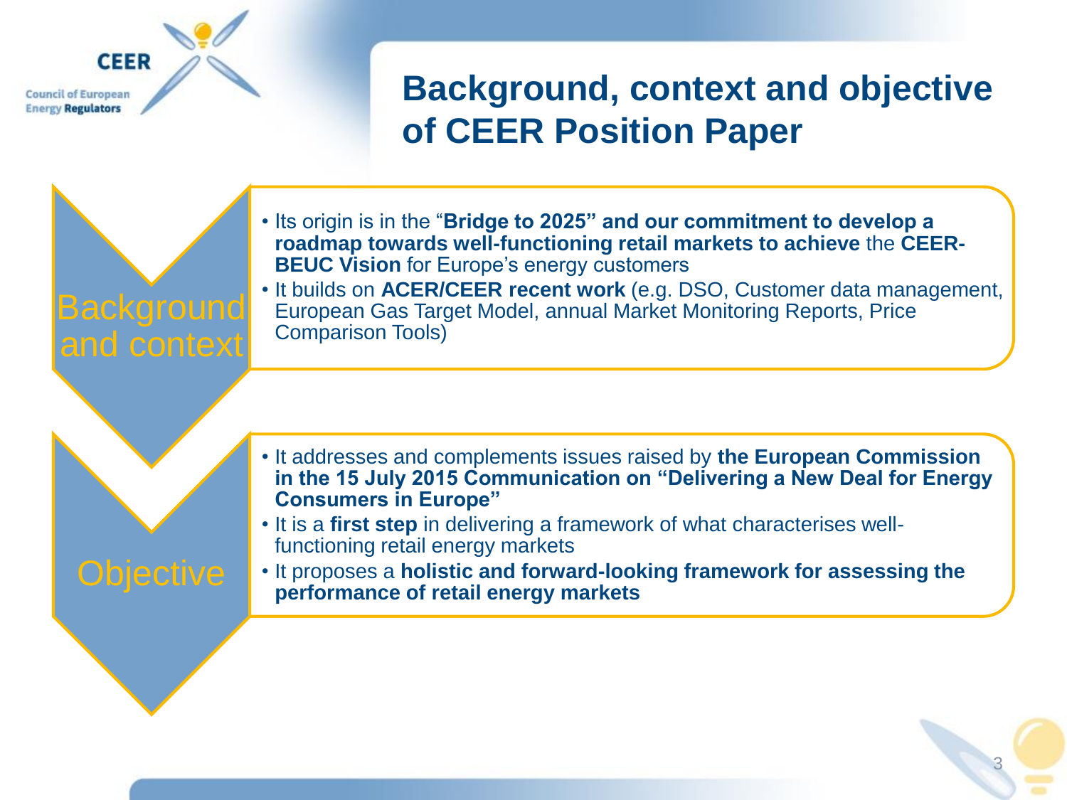# Background, context and objective of CEER Position Paper

## Background and context

- Its origin is in the "**Bridge to 2025" and our commitment to develop a roadmap towards well-functioning retail markets to achieve** the **CEER-BEUC Vision** for Europe's energy customers
- It builds on **ACER/CEER recent work** (e.g. DSO, Customer data management, European Gas Target Model, annual Market Monitoring Reports, Price Comparison Tools)

## Objective

- It addresses and complements issues raised by **the European Commission in the 15 July 2015 Communication on "Delivering a New Deal for Energy Consumers in Europe"**
- It is a **first step** in delivering a framework of what characterises well-functioning retail energy markets
- It proposes a **holistic and forward-looking framework for assessing the performance of retail energy markets**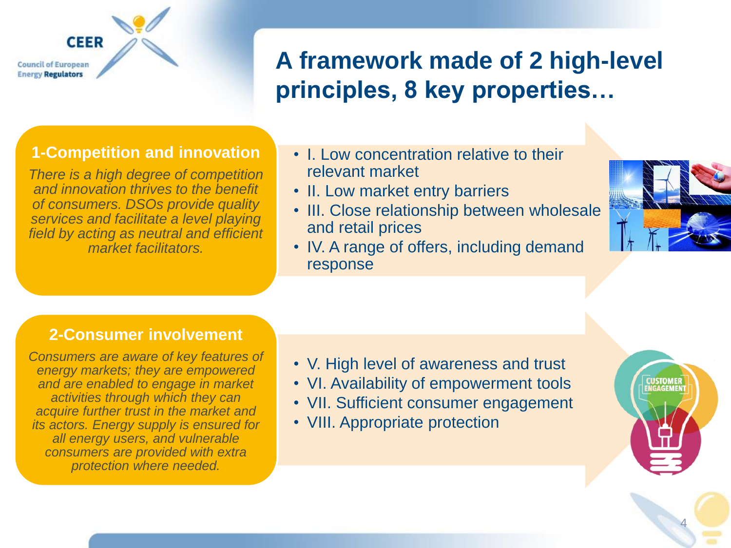# A framework made of 2 high-level principles, 8 key properties…

## 1-Competition and innovation

*There is a high degree of competition and innovation thrives to the benefit of consumers. DSOs provide quality services and facilitate a level playing field by acting as neutral and efficient market facilitators.*

- I. Low concentration relative to their relevant market
- II. Low market entry barriers
- III. Close relationship between wholesale and retail prices
- IV. A range of offers, including demand response

## 2-Consumer involvement

*Consumers are aware of key features of energy markets; they are empowered and are enabled to engage in market activities through which they can acquire further trust in the market and its actors. Energy supply is ensured for all energy users, and vulnerable consumers are provided with extra protection where needed.*

- V. High level of awareness and trust
- VI. Availability of empowerment tools
- VII. Sufficient consumer engagement
- VIII. Appropriate protection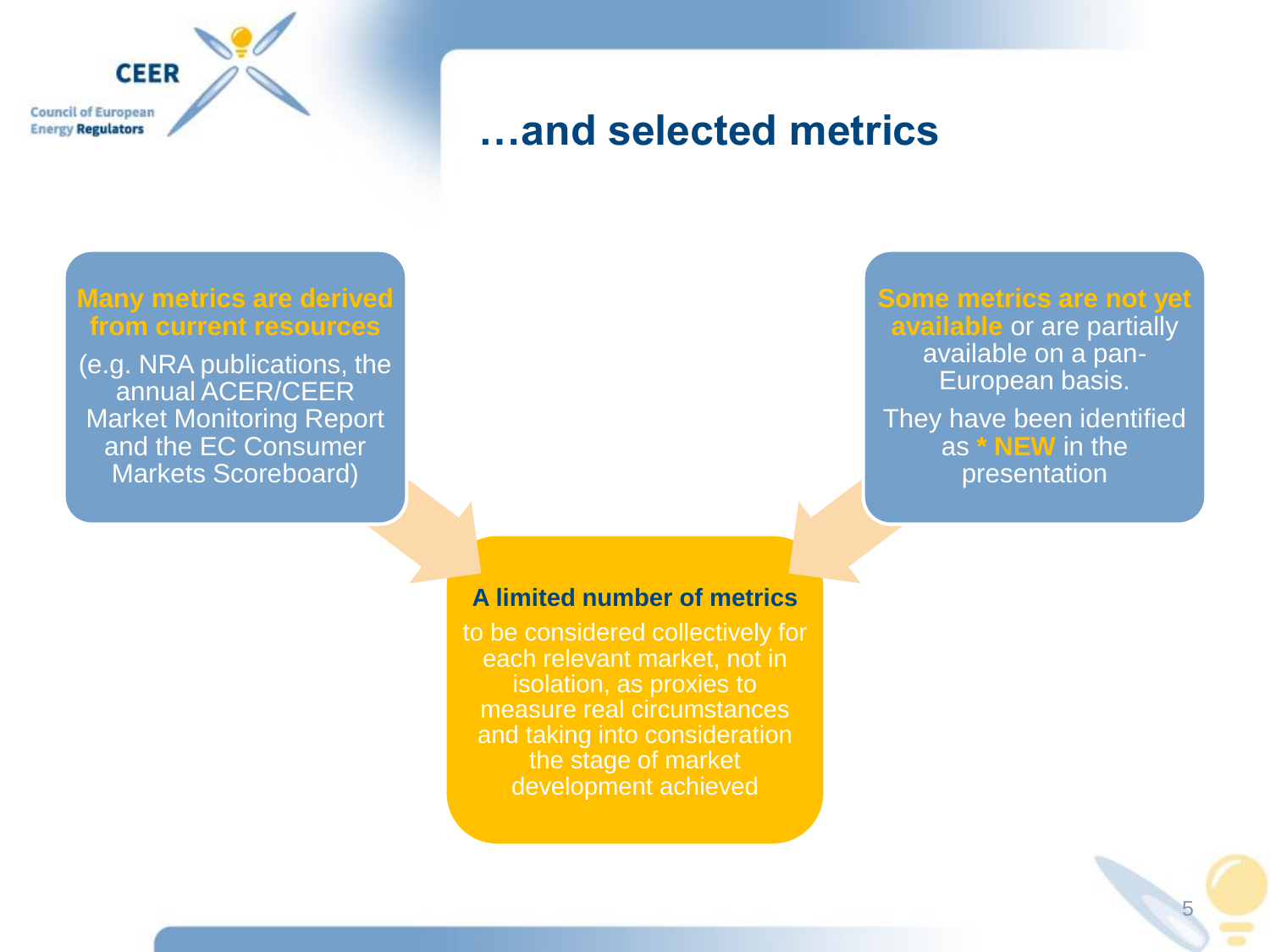# …and selected metrics

**Many metrics are derived from current resources**

(e.g. NRA publications, the annual ACER/CEER Market Monitoring Report and the EC Consumer Markets Scoreboard)

**Some metrics are not yet available** or are partially available on a pan-European basis.

They have been identified as **\* NEW** in the presentation

**A limited number of metrics**

to be considered collectively for each relevant market, not in isolation, as proxies to measure real circumstances and taking into consideration the stage of market development achieved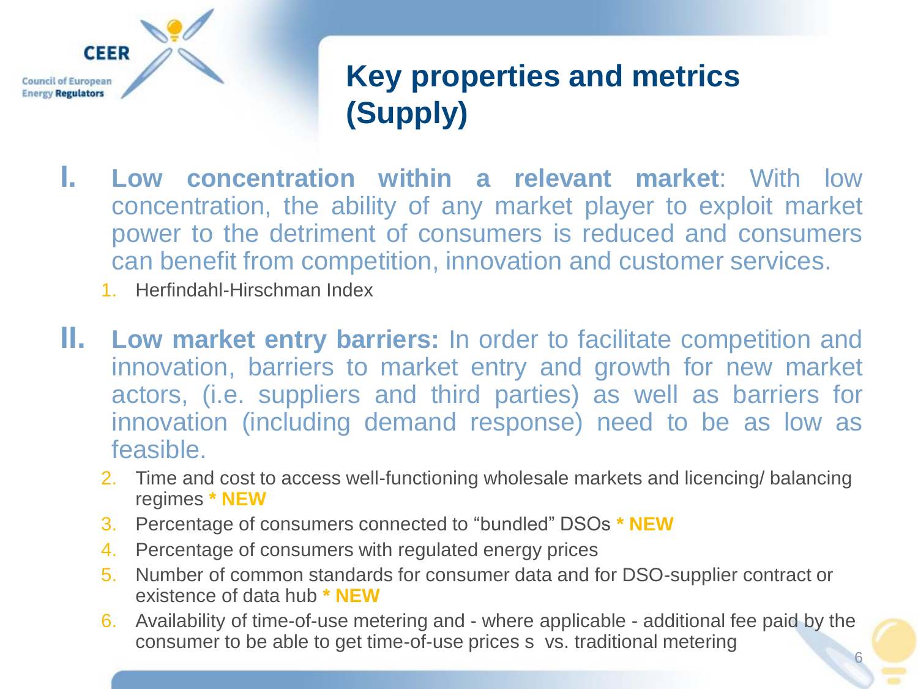# Key properties and metrics (Supply)

I. **Low concentration within a relevant market**: With low concentration, the ability of any market player to exploit market power to the detriment of consumers is reduced and consumers can benefit from competition, innovation and customer services.

   1. Herfindahl-Hirschman Index

II. **Low market entry barriers:** In order to facilitate competition and innovation, barriers to market entry and growth for new market actors, (i.e. suppliers and third parties) as well as barriers for innovation (including demand response) need to be as low as feasible.

   2. Time and cost to access well-functioning wholesale markets and licencing/ balancing regimes **\* NEW**
   3. Percentage of consumers connected to "bundled" DSOs **\* NEW**
   4. Percentage of consumers with regulated energy prices
   5. Number of common standards for consumer data and for DSO-supplier contract or existence of data hub **\* NEW**
   6. Availability of time-of-use metering and - where applicable - additional fee paid by the consumer to be able to get time-of-use prices s vs. traditional metering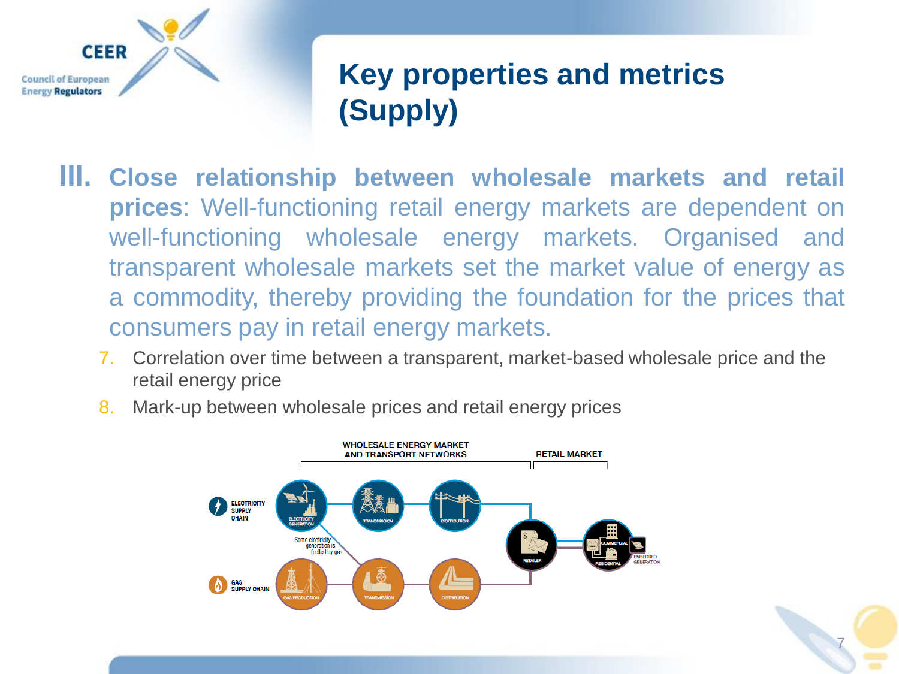# Key properties and metrics (Supply)

**III. Close relationship between wholesale markets and retail prices**: Well-functioning retail energy markets are dependent on well-functioning wholesale energy markets. Organised and transparent wholesale markets set the market value of energy as a commodity, thereby providing the foundation for the prices that consumers pay in retail energy markets.

7. Correlation over time between a transparent, market-based wholesale price and the retail energy price
8. Mark-up between wholesale prices and retail energy prices

WHOLESALE ENERGY MARKET AND TRANSPORT NETWORKS | RETAIL MARKET

ELECTRICITY SUPPLY CHAIN: ELECTRICITY GENERATION – TRANSMISSION – DISTRIBUTION – RETAILER – COMMERCIAL / RESIDENTIAL – EMBEDDED GENERATION

Some electricity generation is fuelled by gas

GAS SUPPLY CHAIN: GAS PRODUCTION – TRANSMISSION – DISTRIBUTION – RETAILER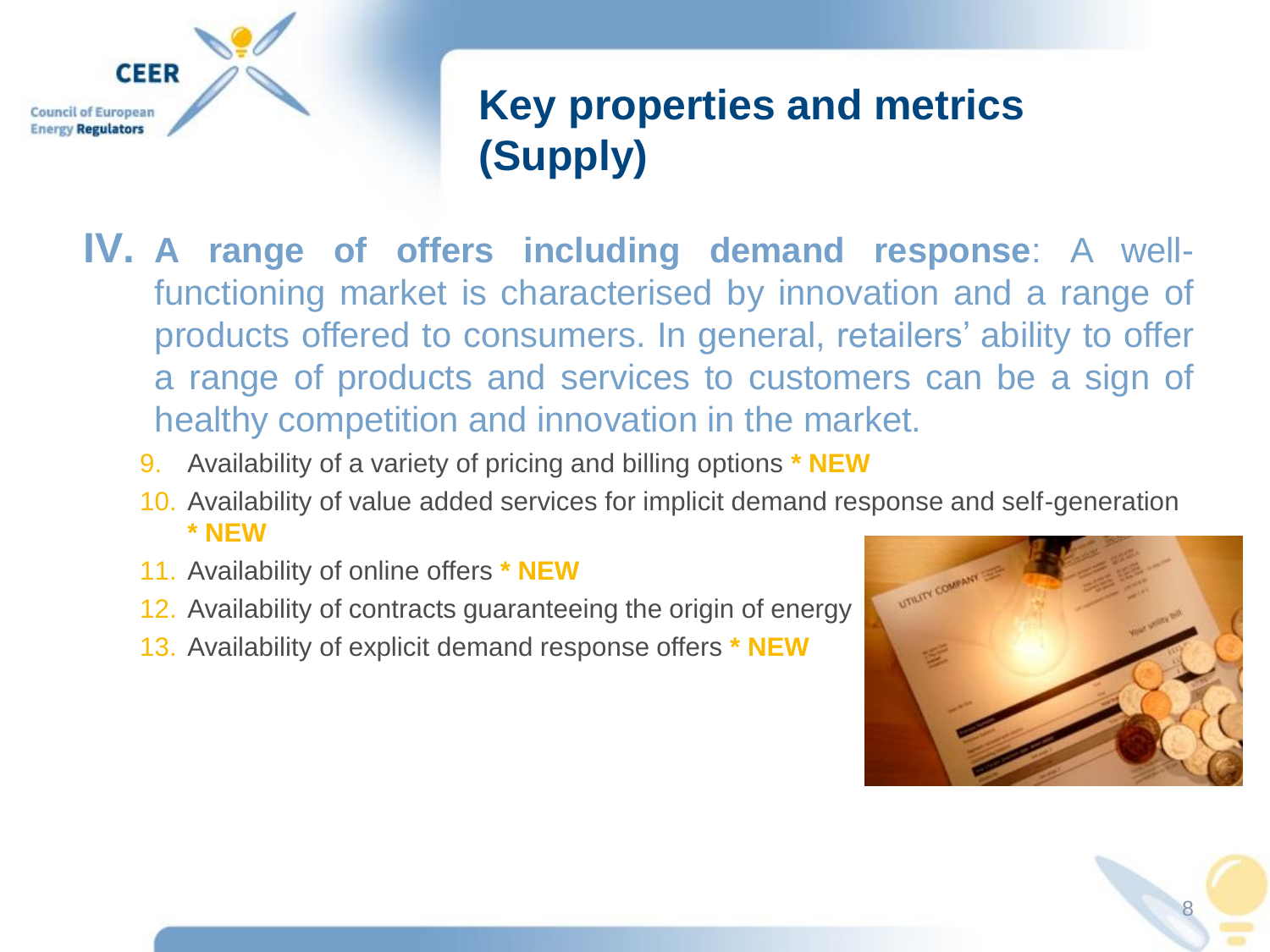## Key properties and metrics (Supply)

**IV. A range of offers including demand response**: A well-functioning market is characterised by innovation and a range of products offered to consumers. In general, retailers' ability to offer a range of products and services to customers can be a sign of healthy competition and innovation in the market.

9. Availability of a variety of pricing and billing options **\* NEW**
10. Availability of value added services for implicit demand response and self-generation **\* NEW**
11. Availability of online offers **\* NEW**
12. Availability of contracts guaranteeing the origin of energy
13. Availability of explicit demand response offers **\* NEW**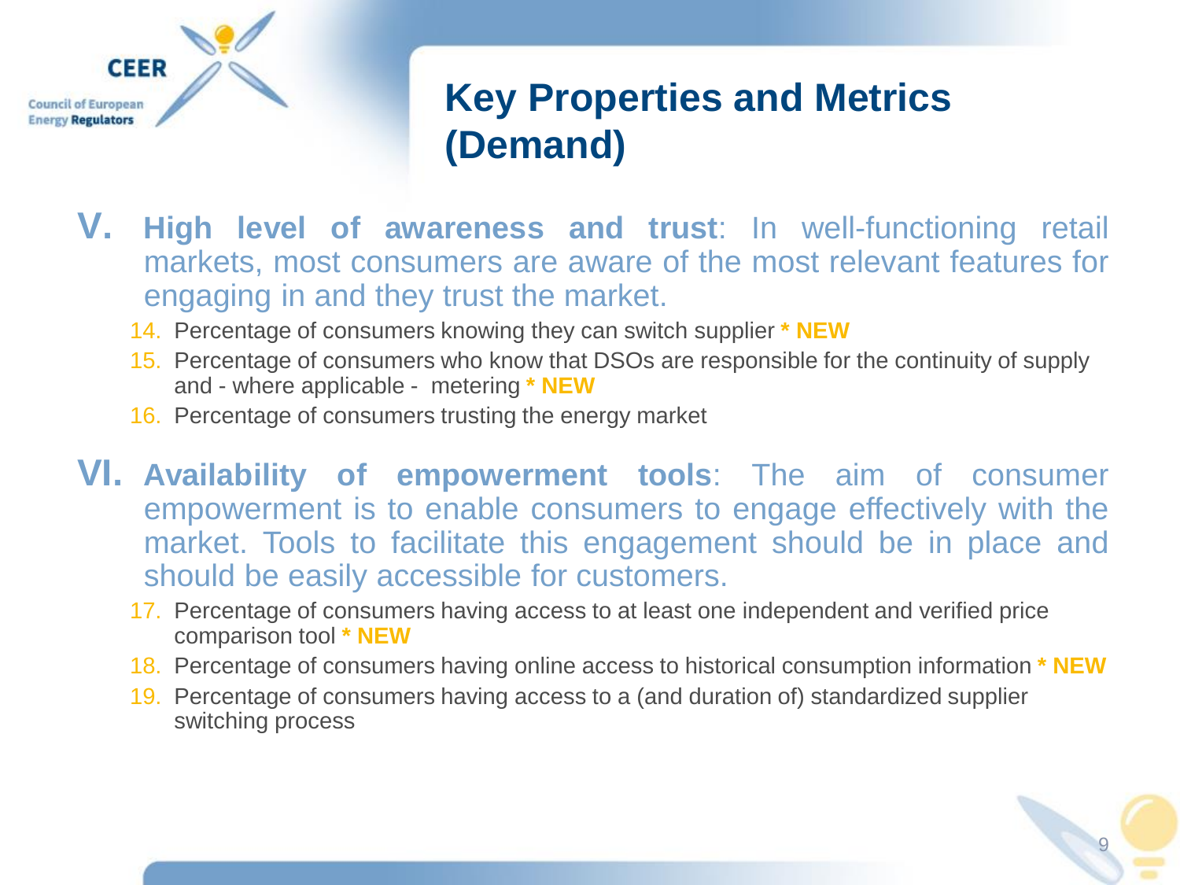# Key Properties and Metrics (Demand)

**V. High level of awareness and trust**: In well-functioning retail markets, most consumers are aware of the most relevant features for engaging in and they trust the market.

14. Percentage of consumers knowing they can switch supplier **\* NEW**
15. Percentage of consumers who know that DSOs are responsible for the continuity of supply and - where applicable - metering **\* NEW**
16. Percentage of consumers trusting the energy market

**VI. Availability of empowerment tools**: The aim of consumer empowerment is to enable consumers to engage effectively with the market. Tools to facilitate this engagement should be in place and should be easily accessible for customers.

17. Percentage of consumers having access to at least one independent and verified price comparison tool **\* NEW**
18. Percentage of consumers having online access to historical consumption information **\* NEW**
19. Percentage of consumers having access to a (and duration of) standardized supplier switching process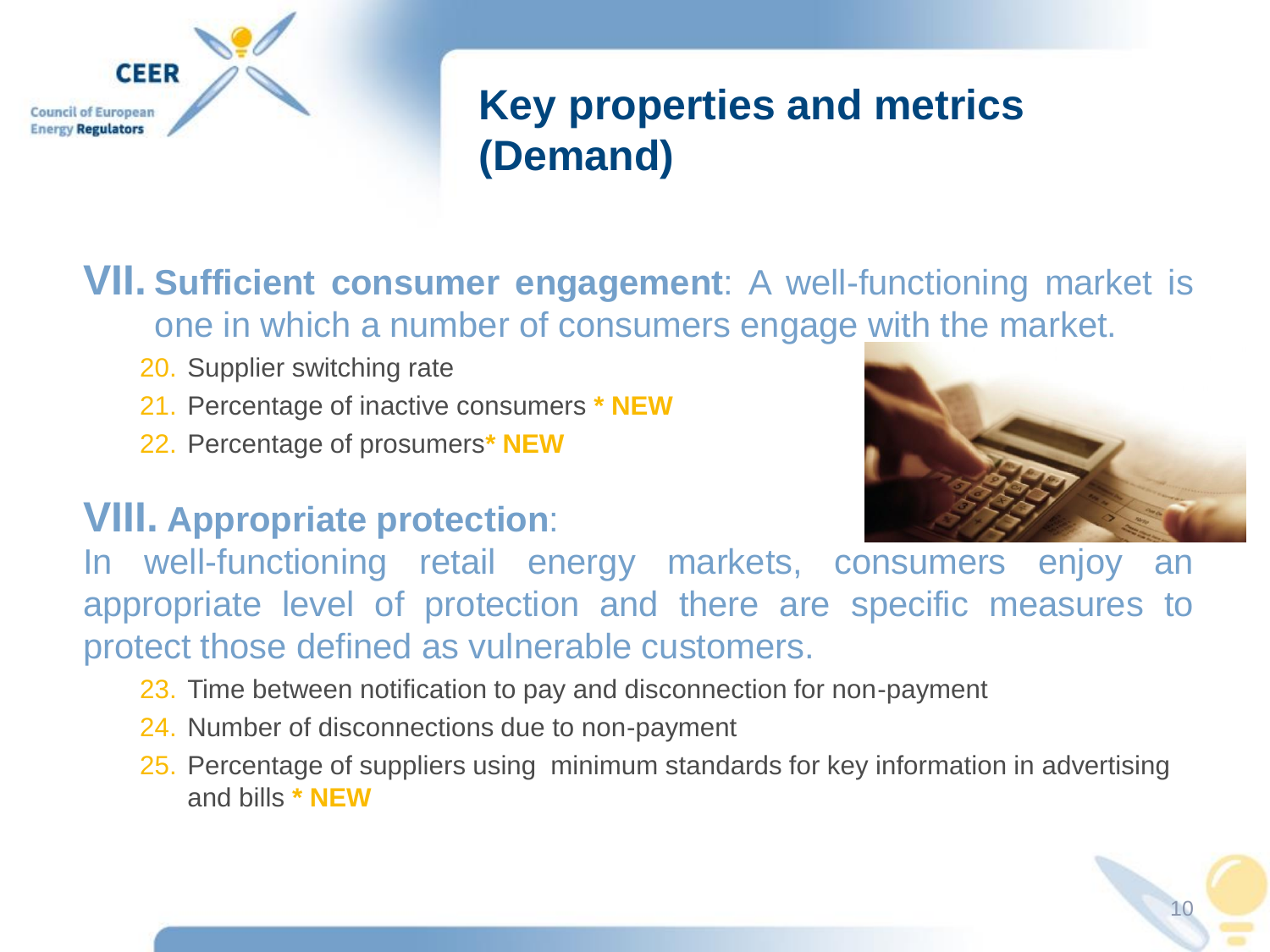# Key properties and metrics (Demand)

## VII. Sufficient consumer engagement: A well-functioning market is one in which a number of consumers engage with the market.

20. Supplier switching rate
21. Percentage of inactive consumers **\* NEW**
22. Percentage of prosumers**\* NEW**

## VIII. Appropriate protection:

In well-functioning retail energy markets, consumers enjoy an appropriate level of protection and there are specific measures to protect those defined as vulnerable customers.

23. Time between notification to pay and disconnection for non-payment
24. Number of disconnections due to non-payment
25. Percentage of suppliers using minimum standards for key information in advertising and bills **\* NEW**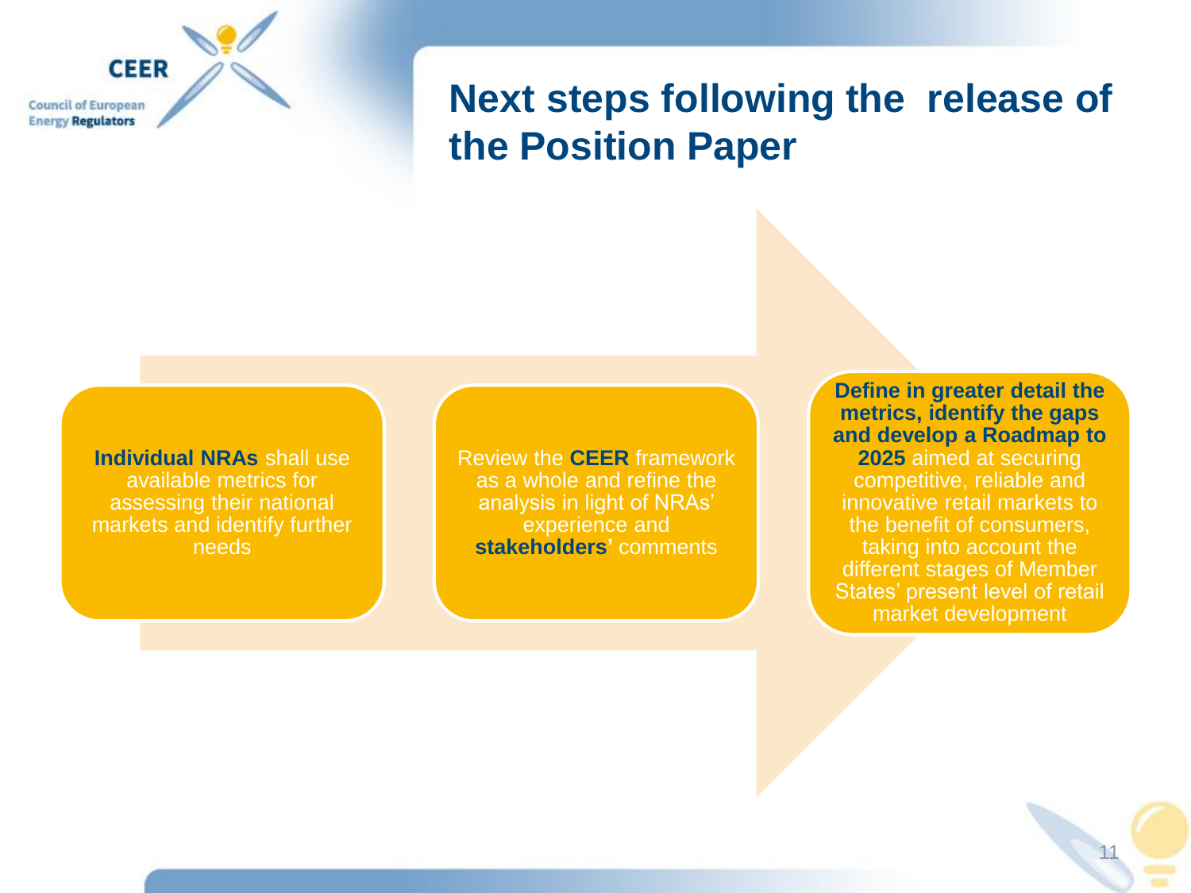# Next steps following the release of the Position Paper

**Individual NRAs** shall use available metrics for assessing their national markets and identify further needs

Review the **CEER** framework as a whole and refine the analysis in light of NRAs' experience and **stakeholders**' comments

**Define in greater detail the metrics, identify the gaps and develop a Roadmap to 2025** aimed at securing competitive, reliable and innovative retail markets to the benefit of consumers, taking into account the different stages of Member States' present level of retail market development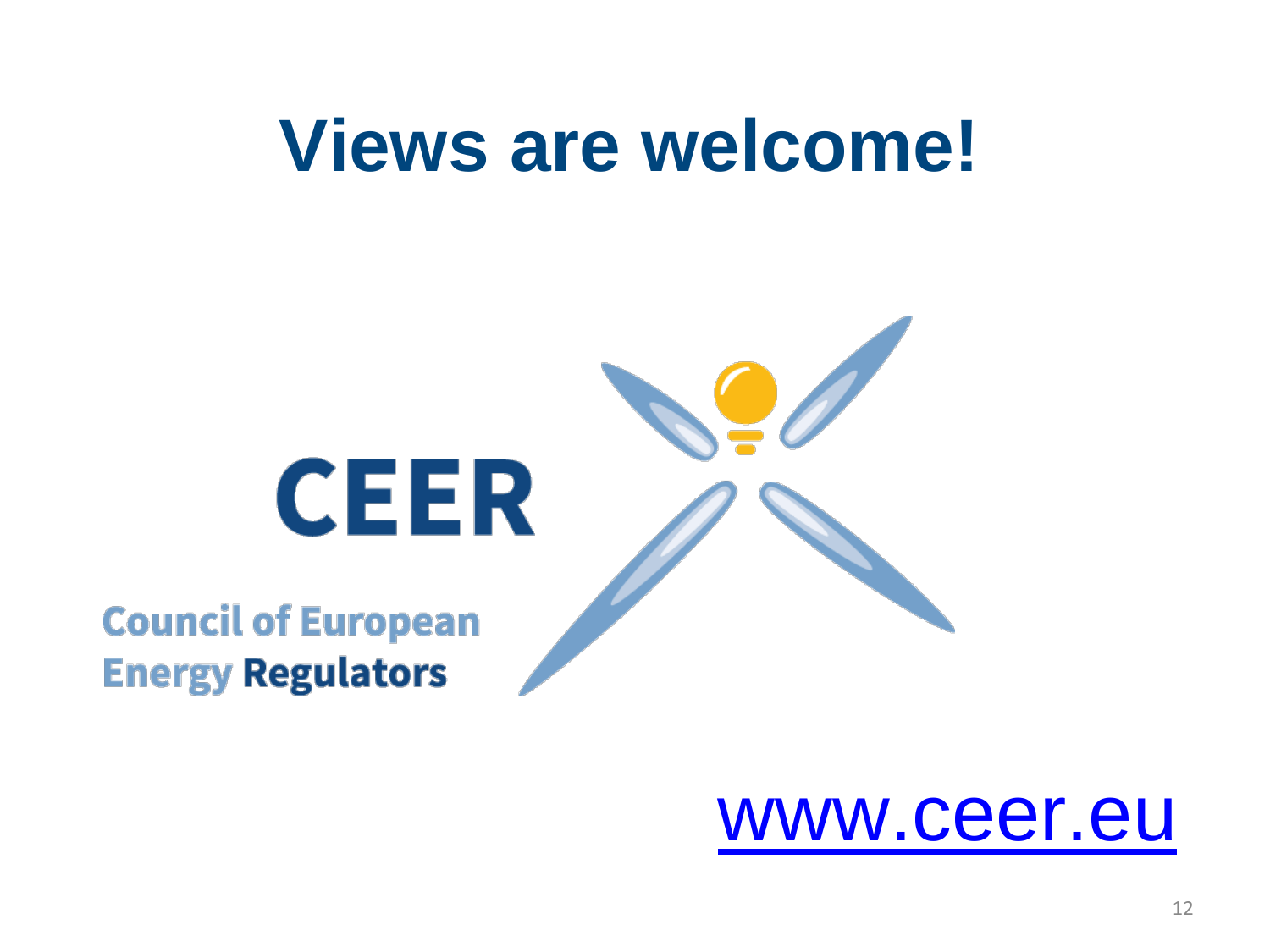# Views are welcome!

CEER

Council of European Energy Regulators

www.ceer.eu